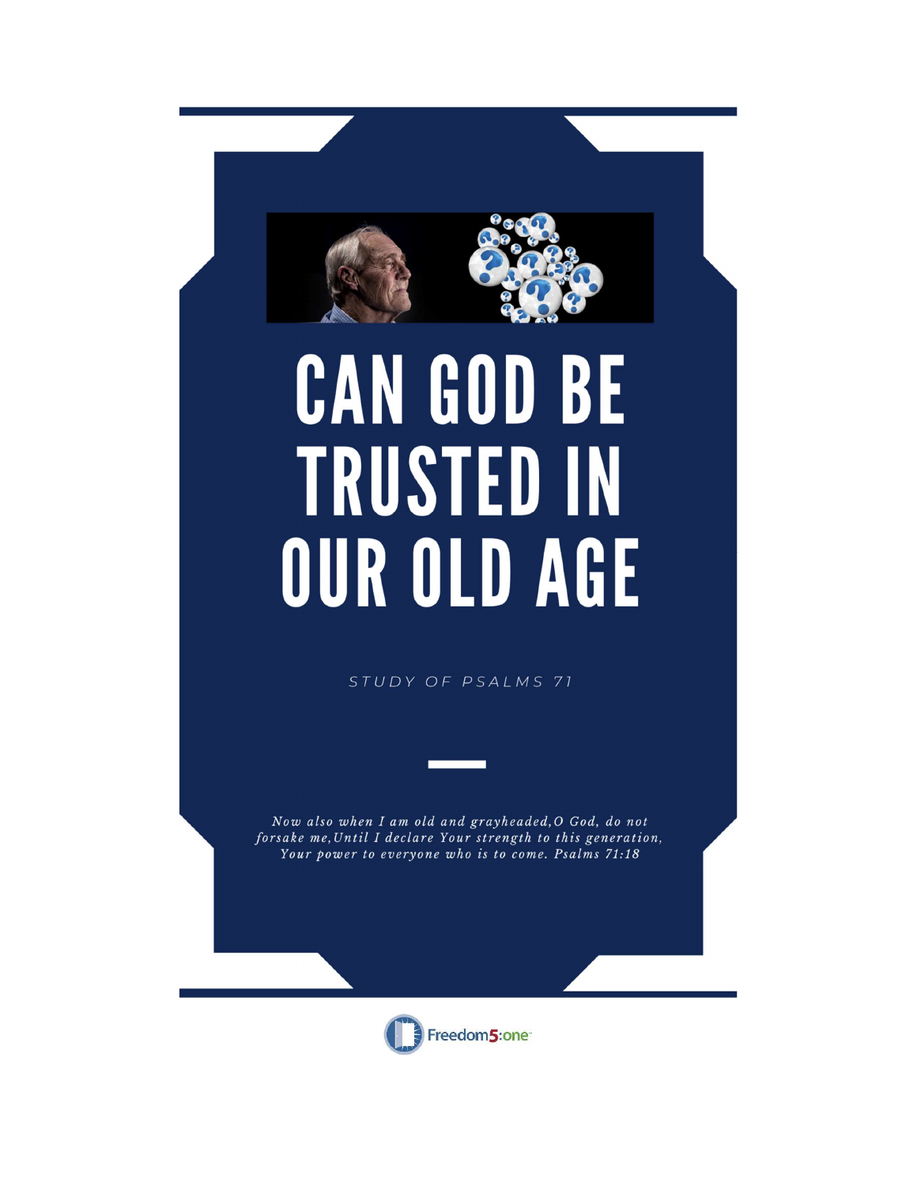# CAN GOD BE TRUSTED IN OUR OLD AGE

STUDY OF PSALMS 71

*Now also when I am old and grayheaded,O God, do not forsake me,Until I declare Your strength to this generation, Your power to everyone who is to come. Psalms 71:18*

Freedom5:one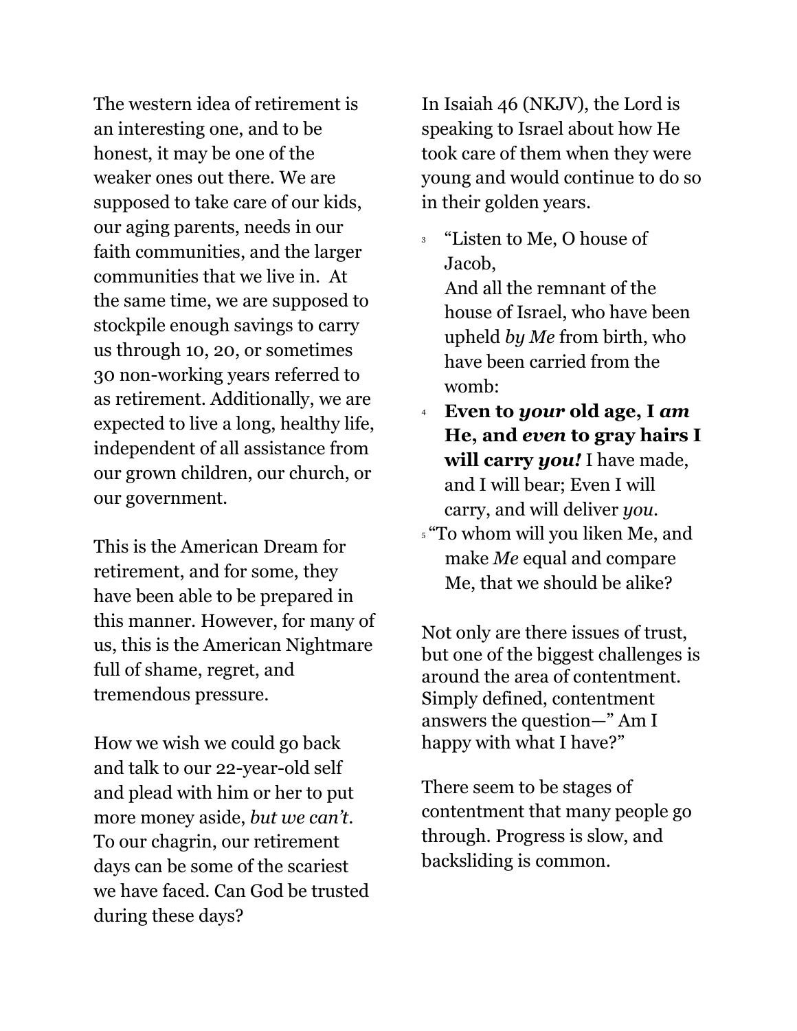The western idea of retirement is an interesting one, and to be honest, it may be one of the weaker ones out there. We are supposed to take care of our kids, our aging parents, needs in our faith communities, and the larger communities that we live in. At the same time, we are supposed to stockpile enough savings to carry us through 10, 20, or sometimes 30 non-working years referred to as retirement. Additionally, we are expected to live a long, healthy life, independent of all assistance from our grown children, our church, or our government.

This is the American Dream for retirement, and for some, they have been able to be prepared in this manner. However, for many of us, this is the American Nightmare full of shame, regret, and tremendous pressure.

How we wish we could go back and talk to our 22-year-old self and plead with him or her to put more money aside, *but we can't*. To our chagrin, our retirement days can be some of the scariest we have faced. Can God be trusted during these days?

In Isaiah 46 (NKJV), the Lord is speaking to Israel about how He took care of them when they were young and would continue to do so in their golden years.

[3] "Listen to Me, O house of Jacob,
And all the remnant of the house of Israel, who have been upheld *by Me* from birth, who have been carried from the womb:
[4] **Even to *your* old age, I *am* He, and *even* to gray hairs I will carry *you!*** I have made, and I will bear; Even I will carry, and will deliver *you*.
[5] "To whom will you liken Me, and make *Me* equal and compare Me, that we should be alike?

Not only are there issues of trust, but one of the biggest challenges is around the area of contentment. Simply defined, contentment answers the question—" Am I happy with what I have?"

There seem to be stages of contentment that many people go through. Progress is slow, and backsliding is common.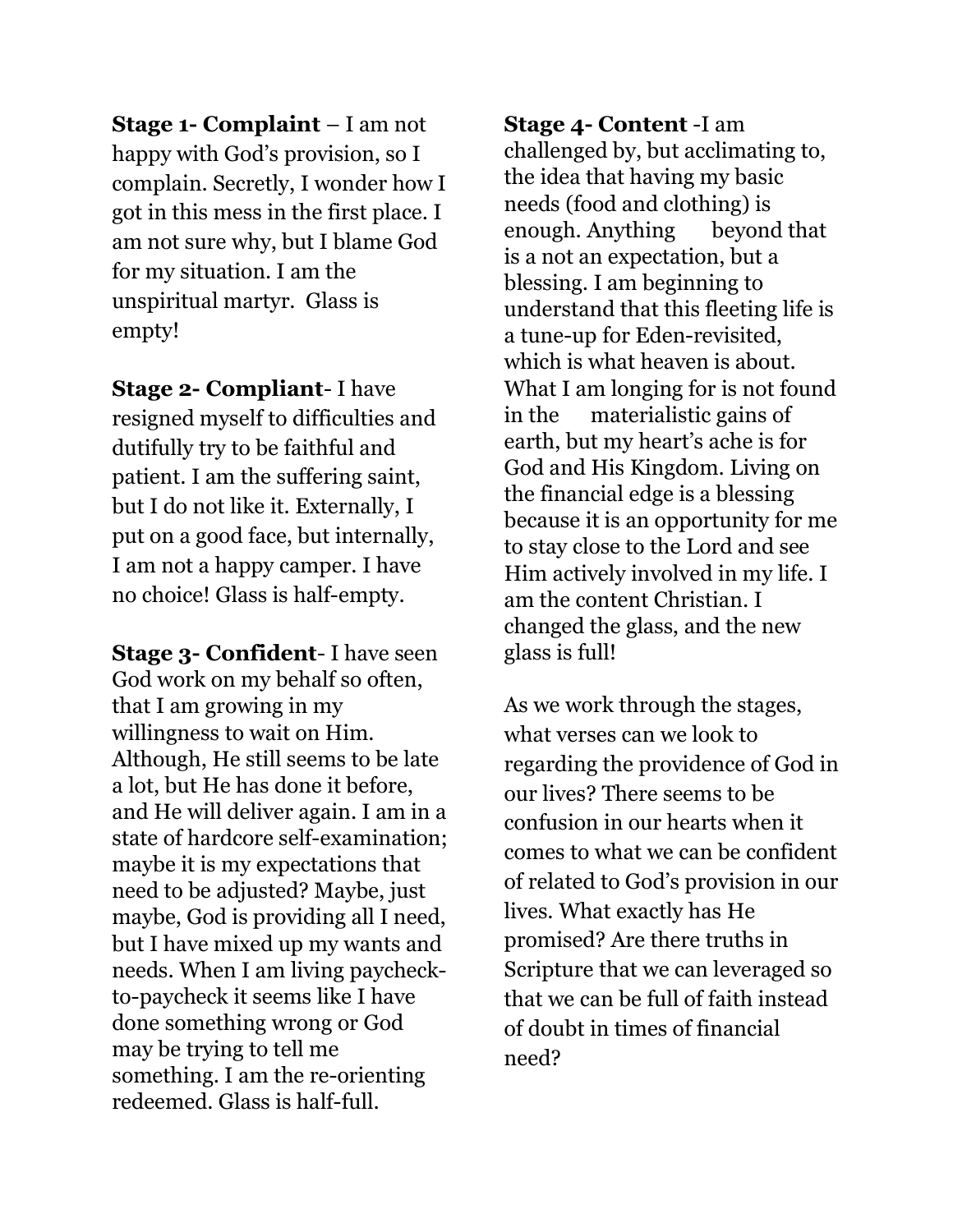**Stage 1- Complaint** – I am not happy with God's provision, so I complain. Secretly, I wonder how I got in this mess in the first place. I am not sure why, but I blame God for my situation. I am the unspiritual martyr. Glass is empty!

**Stage 2- Compliant**- I have resigned myself to difficulties and dutifully try to be faithful and patient. I am the suffering saint, but I do not like it. Externally, I put on a good face, but internally, I am not a happy camper. I have no choice! Glass is half-empty.

**Stage 3- Confident**- I have seen God work on my behalf so often, that I am growing in my willingness to wait on Him. Although, He still seems to be late a lot, but He has done it before, and He will deliver again. I am in a state of hardcore self-examination; maybe it is my expectations that need to be adjusted? Maybe, just maybe, God is providing all I need, but I have mixed up my wants and needs. When I am living paycheck-to-paycheck it seems like I have done something wrong or God may be trying to tell me something. I am the re-orienting redeemed. Glass is half-full.

**Stage 4- Content** -I am challenged by, but acclimating to, the idea that having my basic needs (food and clothing) is enough. Anything beyond that is a not an expectation, but a blessing. I am beginning to understand that this fleeting life is a tune-up for Eden-revisited, which is what heaven is about. What I am longing for is not found in the materialistic gains of earth, but my heart's ache is for God and His Kingdom. Living on the financial edge is a blessing because it is an opportunity for me to stay close to the Lord and see Him actively involved in my life. I am the content Christian. I changed the glass, and the new glass is full!

As we work through the stages, what verses can we look to regarding the providence of God in our lives? There seems to be confusion in our hearts when it comes to what we can be confident of related to God's provision in our lives. What exactly has He promised? Are there truths in Scripture that we can leveraged so that we can be full of faith instead of doubt in times of financial need?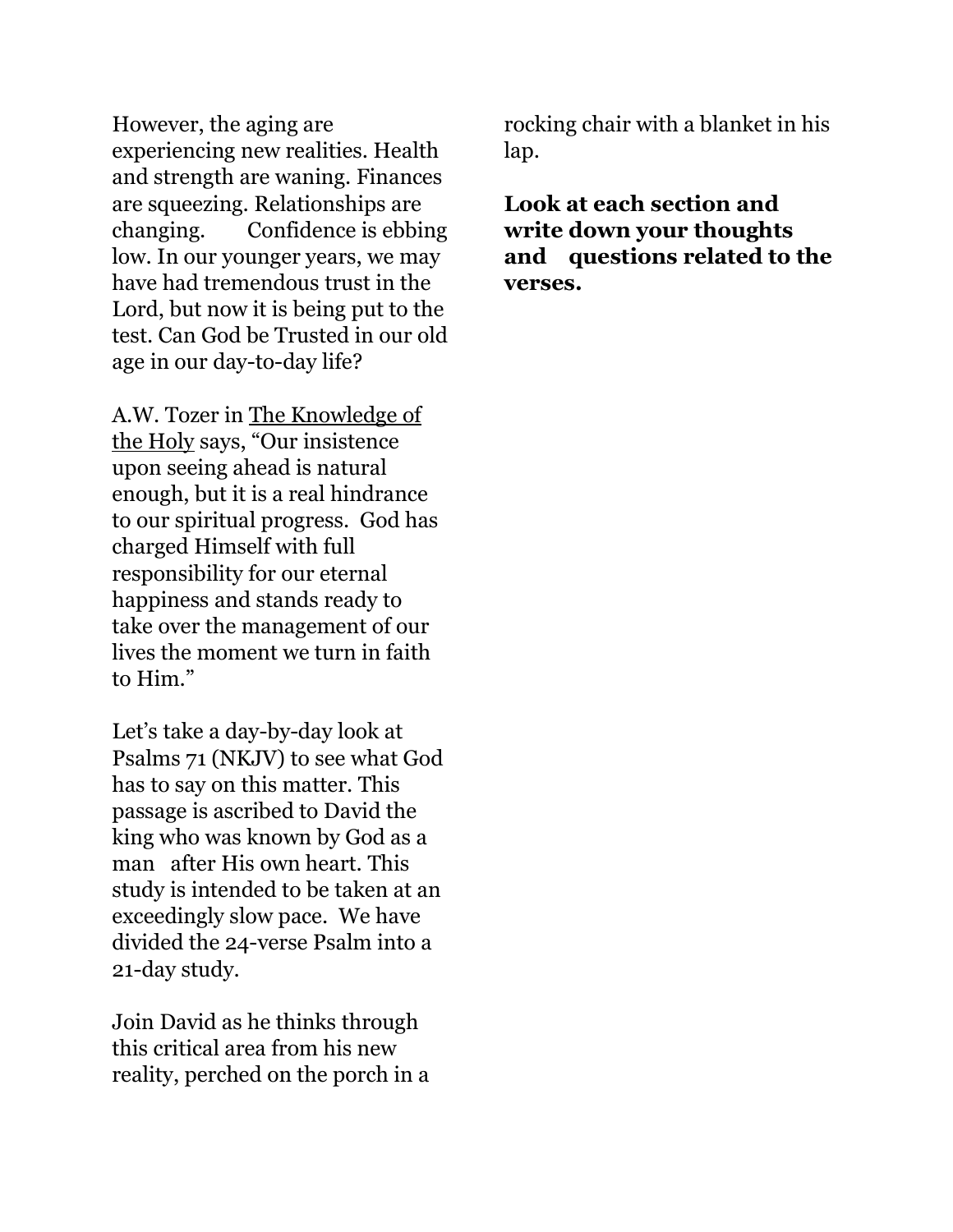However, the aging are experiencing new realities. Health and strength are waning. Finances are squeezing. Relationships are changing. Confidence is ebbing low. In our younger years, we may have had tremendous trust in the Lord, but now it is being put to the test. Can God be Trusted in our old age in our day-to-day life?

A.W. Tozer in The Knowledge of the Holy says, "Our insistence upon seeing ahead is natural enough, but it is a real hindrance to our spiritual progress. God has charged Himself with full responsibility for our eternal happiness and stands ready to take over the management of our lives the moment we turn in faith to Him."

Let's take a day-by-day look at Psalms 71 (NKJV) to see what God has to say on this matter. This passage is ascribed to David the king who was known by God as a man after His own heart. This study is intended to be taken at an exceedingly slow pace. We have divided the 24-verse Psalm into a 21-day study.

Join David as he thinks through this critical area from his new reality, perched on the porch in a rocking chair with a blanket in his lap.

**Look at each section and write down your thoughts and questions related to the verses.**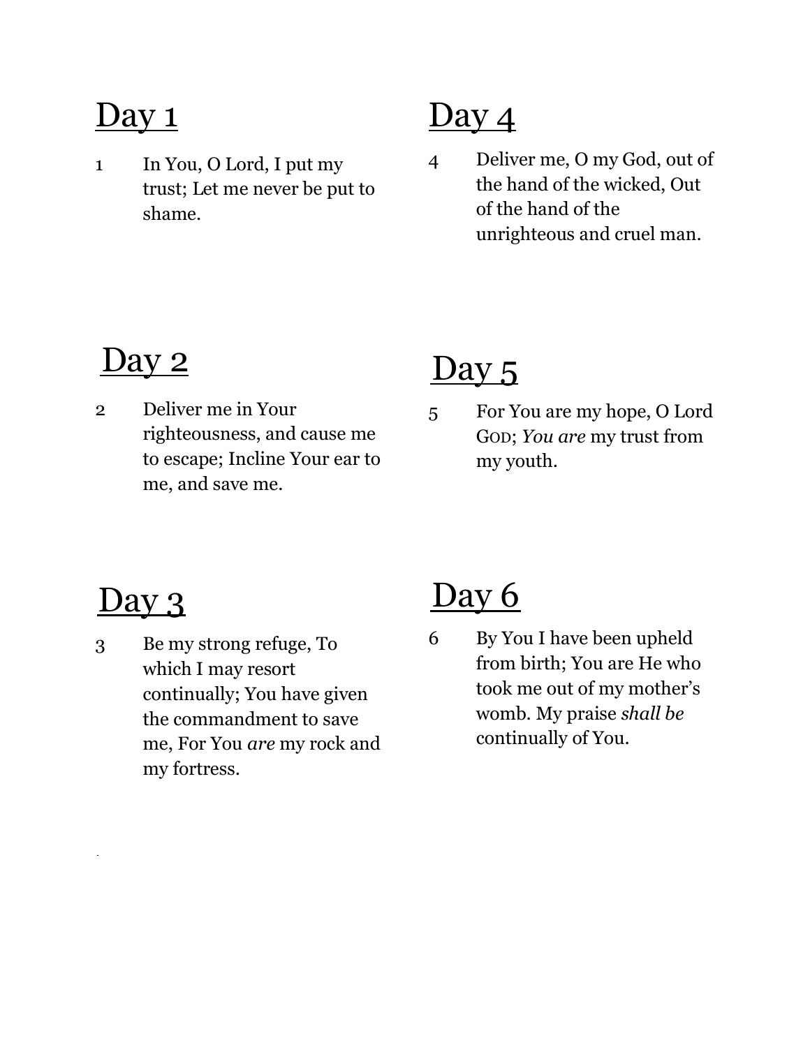## Day 1

1 In You, O Lord, I put my trust; Let me never be put to shame.

## Day 2

2 Deliver me in Your righteousness, and cause me to escape; Incline Your ear to me, and save me.

## Day 3

3 Be my strong refuge, To which I may resort continually; You have given the commandment to save me, For You *are* my rock and my fortress.

## Day 4

4 Deliver me, O my God, out of the hand of the wicked, Out of the hand of the unrighteous and cruel man.

## Day 5

5 For You are my hope, O Lord GOD; *You are* my trust from my youth.

## Day 6

6 By You I have been upheld from birth; You are He who took me out of my mother's womb. My praise *shall be* continually of You.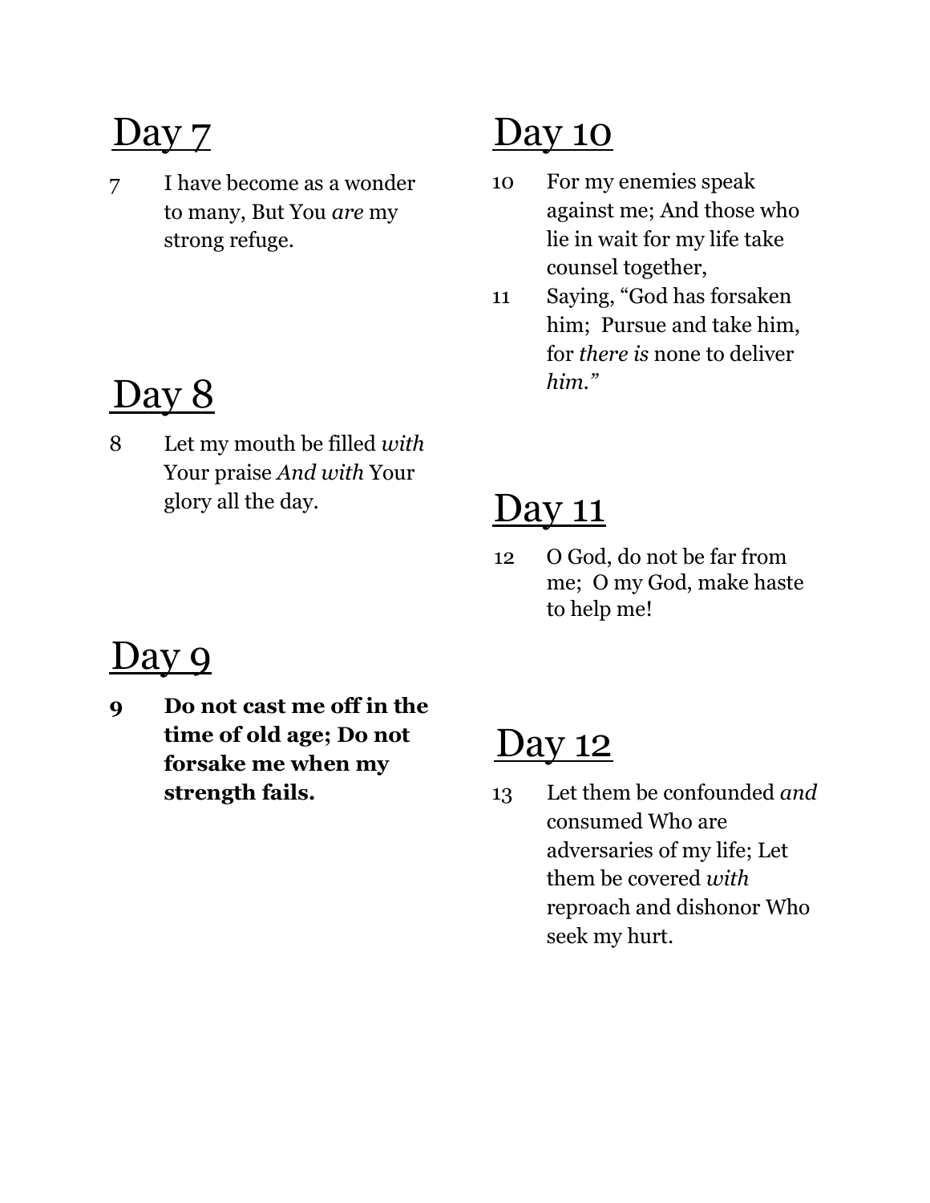# Day 7

7 I have become as a wonder to many, But You *are* my strong refuge.

# Day 8

8 Let my mouth be filled *with* Your praise *And with* Your glory all the day.

# Day 9

**9 Do not cast me off in the time of old age; Do not forsake me when my strength fails.**

# Day 10

10 For my enemies speak against me; And those who lie in wait for my life take counsel together,

11 Saying, "God has forsaken him; Pursue and take him, for *there is* none to deliver *him."*

# Day 11

12 O God, do not be far from me; O my God, make haste to help me!

# Day 12

13 Let them be confounded *and* consumed Who are adversaries of my life; Let them be covered *with* reproach and dishonor Who seek my hurt.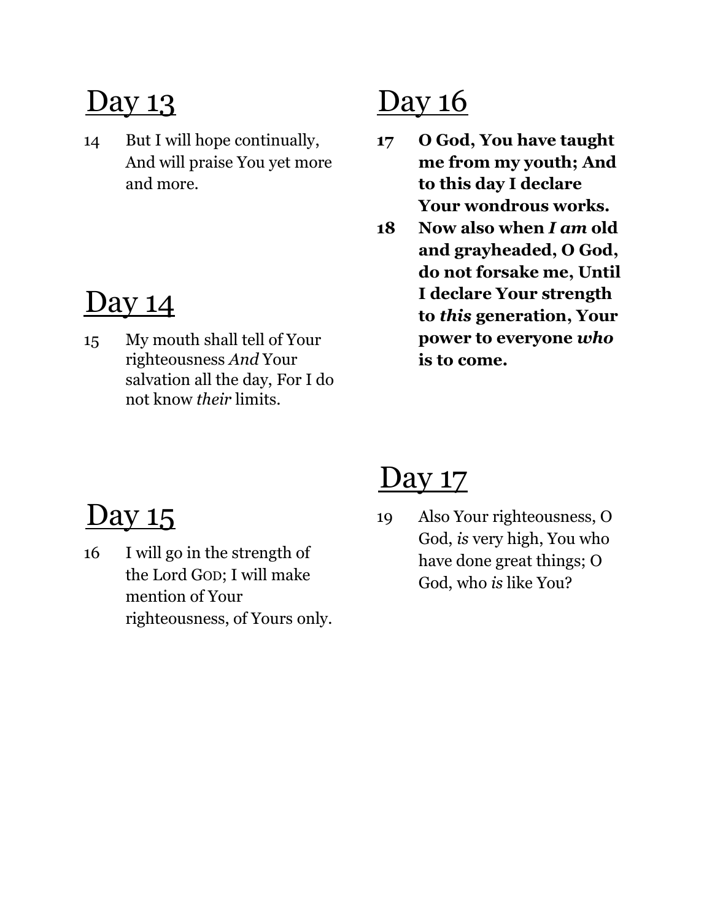# Day 13

14 But I will hope continually, And will praise You yet more and more.

# Day 14

15 My mouth shall tell of Your righteousness *And* Your salvation all the day, For I do not know *their* limits.

# Day 15

16 I will go in the strength of the Lord GOD; I will make mention of Your righteousness, of Yours only.

# Day 16

**17 O God, You have taught me from my youth; And to this day I declare Your wondrous works.**

**18 Now also when *I am* old and grayheaded, O God, do not forsake me, Until I declare Your strength to *this* generation, Your power to everyone *who* is to come.**

# Day 17

19 Also Your righteousness, O God, *is* very high, You who have done great things; O God, who *is* like You?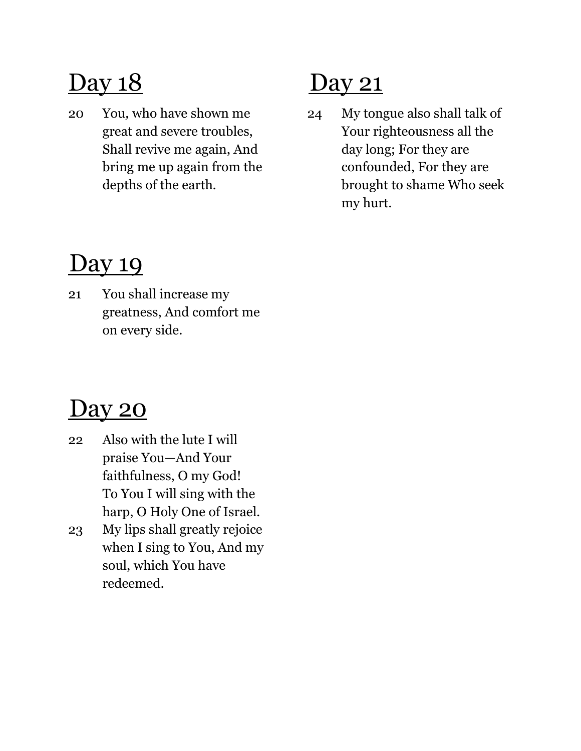# Day 18

20 You, who have shown me great and severe troubles, Shall revive me again, And bring me up again from the depths of the earth.

# Day 19

21 You shall increase my greatness, And comfort me on every side.

# Day 20

22 Also with the lute I will praise You—And Your faithfulness, O my God! To You I will sing with the harp, O Holy One of Israel.

23 My lips shall greatly rejoice when I sing to You, And my soul, which You have redeemed.

# Day 21

24 My tongue also shall talk of Your righteousness all the day long; For they are confounded, For they are brought to shame Who seek my hurt.